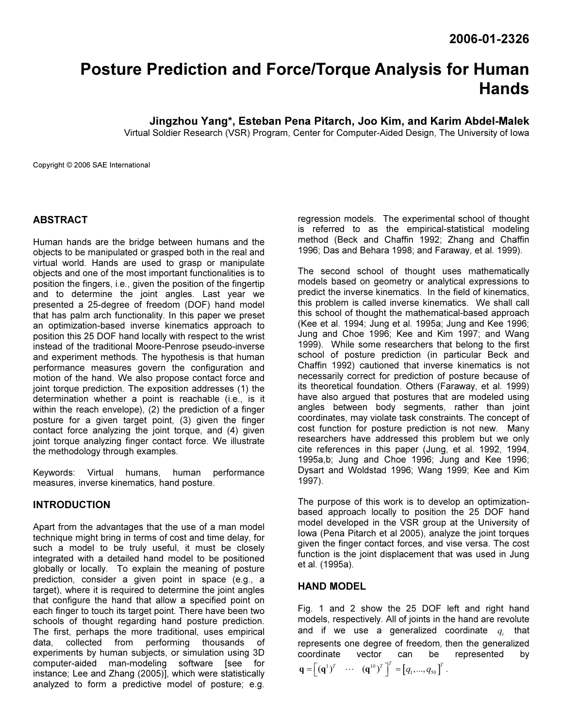**2006-01-2326**

# Posture Prediction and Force/Torque Analysis for Human Hands

**Jingzhou Yang*, Esteban Pena Pitarch, Joo Kim, and Karim Abdel-Malek**
Virtual Soldier Research (VSR) Program, Center for Computer-Aided Design, The University of Iowa

Copyright © 2006 SAE International

## ABSTRACT

Human hands are the bridge between humans and the objects to be manipulated or grasped both in the real and virtual world. Hands are used to grasp or manipulate objects and one of the most important functionalities is to position the fingers, i.e., given the position of the fingertip and to determine the joint angles. Last year we presented a 25-degree of freedom (DOF) hand model that has palm arch functionality. In this paper we preset an optimization-based inverse kinematics approach to position this 25 DOF hand locally with respect to the wrist instead of the traditional Moore-Penrose pseudo-inverse and experiment methods. The hypothesis is that human performance measures govern the configuration and motion of the hand. We also propose contact force and joint torque prediction. The exposition addresses (1) the determination whether a point is reachable (i.e., is it within the reach envelope), (2) the prediction of a finger posture for a given target point, (3) given the finger contact force analyzing the joint torque, and (4) given joint torque analyzing finger contact force. We illustrate the methodology through examples.

Keywords: Virtual humans, human performance measures, inverse kinematics, hand posture.

## INTRODUCTION

Apart from the advantages that the use of a man model technique might bring in terms of cost and time delay, for such a model to be truly useful, it must be closely integrated with a detailed hand model to be positioned globally or locally. To explain the meaning of posture prediction, consider a given point in space (e.g., a target), where it is required to determine the joint angles that configure the hand that allow a specified point on each finger to touch its target point. There have been two schools of thought regarding hand posture prediction. The first, perhaps the more traditional, uses empirical data, collected from performing thousands of experiments by human subjects, or simulation using 3D computer-aided man-modeling software [see for instance; Lee and Zhang (2005)], which were statistically analyzed to form a predictive model of posture; e.g. regression models. The experimental school of thought is referred to as the empirical-statistical modeling method (Beck and Chaffin 1992; Zhang and Chaffin 1996; Das and Behara 1998; and Faraway, et al. 1999).

The second school of thought uses mathematically models based on geometry or analytical expressions to predict the inverse kinematics. In the field of kinematics, this problem is called inverse kinematics. We shall call this school of thought the mathematical-based approach (Kee et al. 1994; Jung et al. 1995a; Jung and Kee 1996; Jung and Choe 1996; Kee and Kim 1997; and Wang 1999). While some researchers that belong to the first school of posture prediction (in particular Beck and Chaffin 1992) cautioned that inverse kinematics is not necessarily correct for prediction of posture because of its theoretical foundation. Others (Faraway, et al. 1999) have also argued that postures that are modeled using angles between body segments, rather than joint coordinates, may violate task constraints. The concept of cost function for posture prediction is not new. Many researchers have addressed this problem but we only cite references in this paper (Jung, et al. 1992, 1994, 1995a,b; Jung and Choe 1996; Jung and Kee 1996; Dysart and Woldstad 1996; Wang 1999; Kee and Kim 1997).

The purpose of this work is to develop an optimization-based approach locally to position the 25 DOF hand model developed in the VSR group at the University of Iowa (Pena Pitarch et al 2005), analyze the joint torques given the finger contact forces, and vise versa. The cost function is the joint displacement that was used in Jung et al. (1995a).

## HAND MODEL

Fig. 1 and 2 show the 25 DOF left and right hand models, respectively. All of joints in the hand are revolute and if we use a generalized coordinate $q_i$ that represents one degree of freedom, then the generalized coordinate vector can be represented by $\mathbf{q} = \left[ (\mathbf{q}^1)^T \quad \cdots \quad (\mathbf{q}^{10})^T \right]^T = \left[ q_1, ..., q_{50} \right]^T$.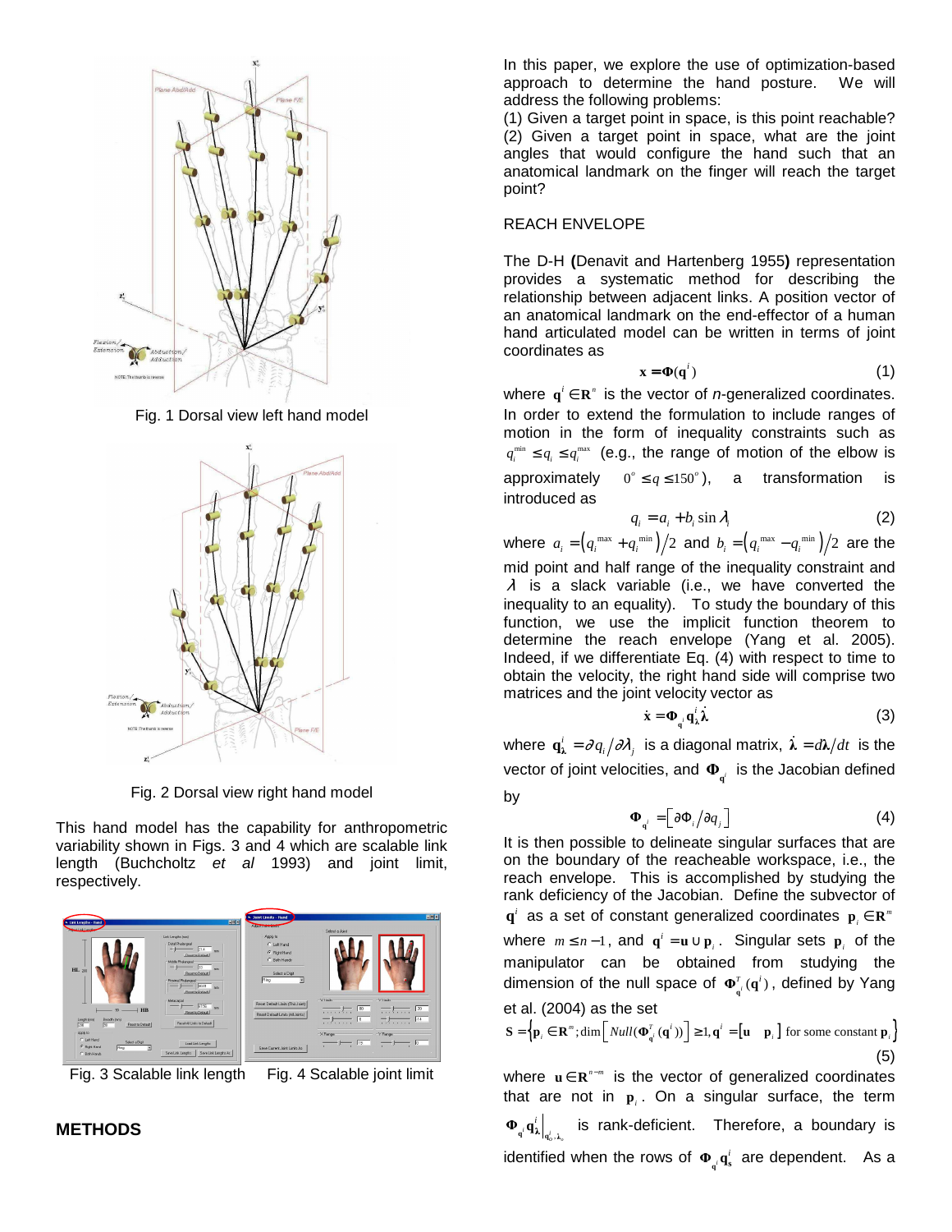Fig. 1 Dorsal view left hand model

Fig. 2 Dorsal view right hand model

This hand model has the capability for anthropometric variability shown in Figs. 3 and 4 which are scalable link length (Buchcholtz *et al* 1993) and joint limit, respectively.

Fig. 3 Scalable link length    Fig. 4 Scalable joint limit

## METHODS

In this paper, we explore the use of optimization-based approach to determine the hand posture. We will address the following problems:

(1) Given a target point in space, is this point reachable?

(2) Given a target point in space, what are the joint angles that would configure the hand such that an anatomical landmark on the finger will reach the target point?

## REACH ENVELOPE

The D-H **(**Denavit and Hartenberg 1955**)** representation provides a systematic method for describing the relationship between adjacent links. A position vector of an anatomical landmark on the end-effector of a human hand articulated model can be written in terms of joint coordinates as

$$\mathbf{x} = \mathbf{\Phi}(\mathbf{q}^i) \tag{1}$$

where $\mathbf{q}^i \in \mathbf{R}^n$ is the vector of *n*-generalized coordinates. In order to extend the formulation to include ranges of motion in the form of inequality constraints such as $q_i^{\min} \le q_i \le q_i^{\max}$ (e.g., the range of motion of the elbow is approximately $0^\circ \le q \le 150^\circ$), a transformation is introduced as

$$q_i = a_i + b_i \sin \lambda_i \tag{2}$$

where $a_i = \left(q_i^{\max} + q_i^{\min}\right)/2$ and $b_i = \left(q_i^{\max} - q_i^{\min}\right)/2$ are the mid point and half range of the inequality constraint and $\lambda$ is a slack variable (i.e., we have converted the inequality to an equality). To study the boundary of this function, we use the implicit function theorem to determine the reach envelope (Yang et al. 2005). Indeed, if we differentiate Eq. (4) with respect to time to obtain the velocity, the right hand side will comprise two matrices and the joint velocity vector as

$$\dot{\mathbf{x}} = \mathbf{\Phi}_{\mathbf{q}^i} \mathbf{q}_{\boldsymbol{\lambda}}^i \dot{\boldsymbol{\lambda}} \tag{3}$$

where $\mathbf{q}_{\boldsymbol{\lambda}}^i = \partial q_i / \partial \lambda_j$ is a diagonal matrix, $\dot{\boldsymbol{\lambda}} = d\boldsymbol{\lambda}/dt$ is the vector of joint velocities, and $\mathbf{\Phi}_{\mathbf{q}^i}$ is the Jacobian defined by

$$\mathbf{\Phi}_{\mathbf{q}^i} = \left[\partial \Phi_i / \partial q_j\right] \tag{4}$$

It is then possible to delineate singular surfaces that are on the boundary of the reacheable workspace, i.e., the reach envelope. This is accomplished by studying the rank deficiency of the Jacobian. Define the subvector of $\mathbf{q}^i$ as a set of constant generalized coordinates $\mathbf{p}_i \in \mathbf{R}^m$ where $m \le n-1$, and $\mathbf{q}^i = \mathbf{u} \cup \mathbf{p}_i$. Singular sets $\mathbf{p}_i$ of the manipulator can be obtained from studying the dimension of the null space of $\mathbf{\Phi}_{\mathbf{q}^i}^T(\mathbf{q}^i)$, defined by Yang et al. (2004) as the set

$$\mathbf{S} = \left\{\mathbf{p}_i \in \mathbf{R}^m ; \dim\left[Null(\mathbf{\Phi}_{\mathbf{q}^i}^T(\mathbf{q}^i))\right] \ge 1, \mathbf{q}^i = [\mathbf{u} \quad \mathbf{p}_i] \text{ for some constant } \mathbf{p}_i\right\} \tag{5}$$

where $\mathbf{u} \in \mathbf{R}^{n-m}$ is the vector of generalized coordinates that are not in $\mathbf{p}_i$. On a singular surface, the term $\mathbf{\Phi}_{\mathbf{q}^i} \mathbf{q}_{\boldsymbol{\lambda}}^i \big|_{\mathbf{q}_0^i, \boldsymbol{\lambda}_0}$ is rank-deficient. Therefore, a boundary is identified when the rows of $\mathbf{\Phi}_{\mathbf{q}^i} \mathbf{q}_{\mathbf{s}}^i$ are dependent. As a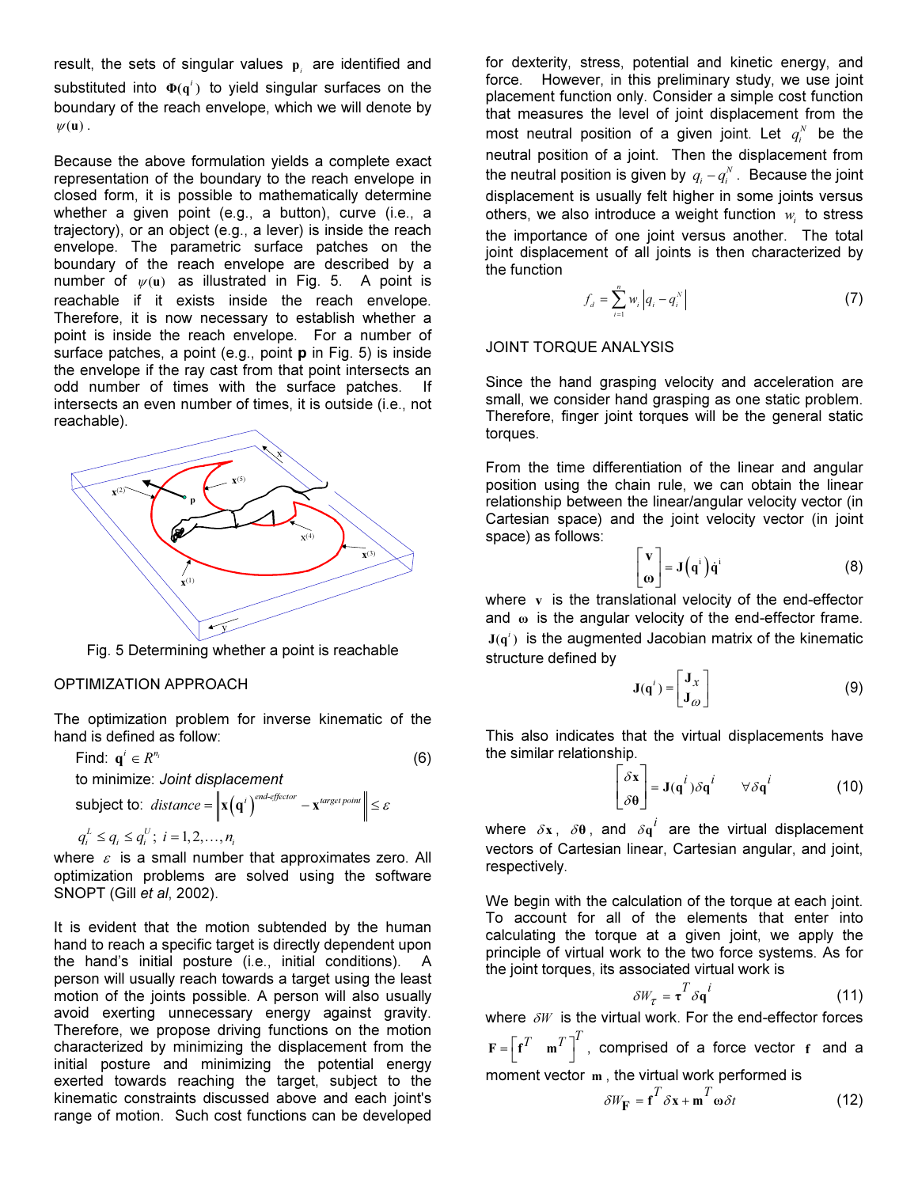result, the sets of singular values $\mathbf{p}_i$ are identified and substituted into $\mathbf{\Phi}(\mathbf{q}^i)$ to yield singular surfaces on the boundary of the reach envelope, which we will denote by $\psi(\mathbf{u})$.

Because the above formulation yields a complete exact representation of the boundary to the reach envelope in closed form, it is possible to mathematically determine whether a given point (e.g., a button), curve (i.e., a trajectory), or an object (e.g., a lever) is inside the reach envelope. The parametric surface patches on the boundary of the reach envelope are described by a number of $\psi(\mathbf{u})$ as illustrated in Fig. 5. A point is reachable if it exists inside the reach envelope. Therefore, it is now necessary to establish whether a point is inside the reach envelope. For a number of surface patches, a point (e.g., point **p** in Fig. 5) is inside the envelope if the ray cast from that point intersects an odd number of times with the surface patches. If intersects an even number of times, it is outside (i.e., not reachable).

Fig. 5 Determining whether a point is reachable

## OPTIMIZATION APPROACH

The optimization problem for inverse kinematic of the hand is defined as follow:

Find: $\mathbf{q}^i \in R^{n_i}$ (6)

to minimize: *Joint displacement*

subject to: $distance = \left\| \mathbf{x}\left(\mathbf{q}^i\right)^{end\text{-}effector} - \mathbf{x}^{target\ point} \right\| \le \varepsilon$

$q_i^L \le q_i \le q_i^U;\ i = 1, 2, \ldots, n_i$

where $\varepsilon$ is a small number that approximates zero. All optimization problems are solved using the software SNOPT (Gill *et al*, 2002).

It is evident that the motion subtended by the human hand to reach a specific target is directly dependent upon the hand's initial posture (i.e., initial conditions). A person will usually reach towards a target using the least motion of the joints possible. A person will also usually avoid exerting unnecessary energy against gravity. Therefore, we propose driving functions on the motion characterized by minimizing the displacement from the initial posture and minimizing the potential energy exerted towards reaching the target, subject to the kinematic constraints discussed above and each joint's range of motion. Such cost functions can be developed for dexterity, stress, potential and kinetic energy, and force. However, in this preliminary study, we use joint placement function only. Consider a simple cost function that measures the level of joint displacement from the most neutral position of a given joint. Let $q_i^N$ be the neutral position of a joint. Then the displacement from the neutral position is given by $q_i - q_i^N$. Because the joint displacement is usually felt higher in some joints versus others, we also introduce a weight function $w_i$ to stress the importance of one joint versus another. The total joint displacement of all joints is then characterized by the function

$$f_d = \sum_{i=1}^{n} w_i \left| q_i - q_i^N \right| \tag{7}$$

## JOINT TORQUE ANALYSIS

Since the hand grasping velocity and acceleration are small, we consider hand grasping as one static problem. Therefore, finger joint torques will be the general static torques.

From the time differentiation of the linear and angular position using the chain rule, we can obtain the linear relationship between the linear/angular velocity vector (in Cartesian space) and the joint velocity vector (in joint space) as follows:

$$\begin{bmatrix} \mathbf{v} \\ \boldsymbol{\omega} \end{bmatrix} = \mathbf{J}\left(\mathbf{q}^i\right)\dot{\mathbf{q}}^i \tag{8}$$

where $\mathbf{v}$ is the translational velocity of the end-effector and $\boldsymbol{\omega}$ is the angular velocity of the end-effector frame. $\mathbf{J}(\mathbf{q}^i)$ is the augmented Jacobian matrix of the kinematic structure defined by

$$\mathbf{J}(\mathbf{q}^i) = \begin{bmatrix} \mathbf{J}_X \\ \mathbf{J}_\omega \end{bmatrix} \tag{9}$$

This also indicates that the virtual displacements have the similar relationship.

$$\begin{bmatrix} \delta\mathbf{x} \\ \delta\boldsymbol{\theta} \end{bmatrix} = \mathbf{J}(\mathbf{q}^i)\delta\mathbf{q}^i \qquad \forall \delta\mathbf{q}^i \tag{10}$$

where $\delta\mathbf{x}$, $\delta\boldsymbol{\theta}$, and $\delta\mathbf{q}^i$ are the virtual displacement vectors of Cartesian linear, Cartesian angular, and joint, respectively.

We begin with the calculation of the torque at each joint. To account for all of the elements that enter into calculating the torque at a given joint, we apply the principle of virtual work to the two force systems. As for the joint torques, its associated virtual work is

$$\delta W_\tau = \boldsymbol{\tau}^T \delta\mathbf{q}^i \tag{11}$$

where $\delta W$ is the virtual work. For the end-effector forces $\mathbf{F} = \begin{bmatrix} \mathbf{f}^T & \mathbf{m}^T \end{bmatrix}^T$, comprised of a force vector $\mathbf{f}$ and a moment vector $\mathbf{m}$, the virtual work performed is

$$\delta W_{\mathbf{F}} = \mathbf{f}^T \delta\mathbf{x} + \mathbf{m}^T \boldsymbol{\omega}\delta t \tag{12}$$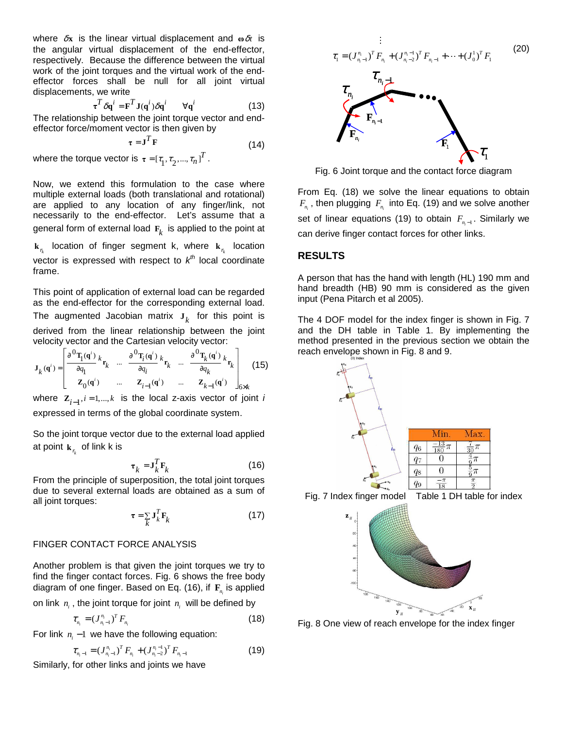where $\delta \mathbf{x}$ is the linear virtual displacement and $\boldsymbol{\omega}\delta t$ is the angular virtual displacement of the end-effector, respectively. Because the difference between the virtual work of the joint torques and the virtual work of the end-effector forces shall be null for all joint virtual displacements, we write

$$\boldsymbol{\tau}^T \delta \mathbf{q}^i = \mathbf{F}^T \mathbf{J}(\mathbf{q}^i)\delta \mathbf{q}^i \qquad \forall \mathbf{q}^i \tag{13}$$

The relationship between the joint torque vector and end-effector force/moment vector is then given by

$$\boldsymbol{\tau} = \mathbf{J}^T \mathbf{F} \tag{14}$$

where the torque vector is $\boldsymbol{\tau} = [\tau_1, \tau_2, ..., \tau_n]^T$.

Now, we extend this formulation to the case where multiple external loads (both translational and rotational) are applied to any location of any finger/link, not necessarily to the end-effector. Let's assume that a general form of external load $\mathbf{F}_k$ is applied to the point at $\mathbf{k}_{r_k}$ location of finger segment k, where $\mathbf{k}_{r_k}$ location vector is expressed with respect to $k^{th}$ local coordinate frame.

This point of application of external load can be regarded as the end-effector for the corresponding external load. The augmented Jacobian matrix $\mathbf{J}_k$ for this point is derived from the linear relationship between the joint velocity vector and the Cartesian velocity vector:

$$\mathbf{J}_k(\mathbf{q}^i) = \begin{bmatrix} \dfrac{\partial\, {}^0\mathbf{T}_1(\mathbf{q}^i)}{\partial q_1}\, {}^k\mathbf{r}_k & \cdots & \dfrac{\partial\, {}^0\mathbf{T}_i(\mathbf{q}^i)}{\partial q_i}\, {}^k\mathbf{r}_k & \cdots & \dfrac{\partial\, {}^0\mathbf{T}_k(\mathbf{q}^i)}{\partial q_k}\, {}^k\mathbf{r}_k \\ \mathbf{Z}_0(\mathbf{q}^i) & \cdots & \mathbf{Z}_{i-1}(\mathbf{q}^i) & \cdots & \mathbf{Z}_{k-1}(\mathbf{q}^i) \end{bmatrix}_{6\times k} \tag{15}$$

where $\mathbf{Z}_{i-1}, i = 1,...,k$ is the local z-axis vector of joint $i$ expressed in terms of the global coordinate system.

So the joint torque vector due to the external load applied at point $\mathbf{k}_{r_k}$ of link k is

$$\boldsymbol{\tau}_k = \mathbf{J}_k^T \mathbf{F}_k \tag{16}$$

From the principle of superposition, the total joint torques due to several external loads are obtained as a sum of all joint torques:

$$\boldsymbol{\tau} = \sum_k \mathbf{J}_k^T \mathbf{F}_k \tag{17}$$

FINGER CONTACT FORCE ANALYSIS

Another problem is that given the joint torques we try to find the finger contact forces. Fig. 6 shows the free body diagram of one finger. Based on Eq. (16), if $\mathbf{F}_{n_i}$ is applied on link $n_i$, the joint torque for joint $n_i$ will be defined by

$$\tau_{n_i} = (J_{n_i-1}^{n_i})^T F_{n_i} \tag{18}$$

For link $n_i - 1$ we have the following equation:

$$\tau_{n_i-1} = (J_{n_i-1}^{n_i})^T F_{n_i} + (J_{n_i-2}^{n_i-1})^T F_{n_i-1} \tag{19}$$

Similarly, for other links and joints we have

$$\vdots$$

$$\tau_1 = (J_{n_i-1}^{n_i})^T F_{n_i} + (J_{n_i-2}^{n_i-1})^T F_{n_i-1} + \cdots + (J_0^1)^T F_1 \tag{20}$$

Fig. 6 Joint torque and the contact force diagram

From Eq. (18) we solve the linear equations to obtain $F_{n_i}$, then plugging $F_{n_i}$ into Eq. (19) and we solve another set of linear equations (19) to obtain $F_{n_i-1}$. Similarly we can derive finger contact forces for other links.

## RESULTS

A person that has the hand with length (HL) 190 mm and hand breadth (HB) 90 mm is considered as the given input (Pena Pitarch et al 2005).

The 4 DOF model for the index finger is shown in Fig. 7 and the DH table in Table 1. By implementing the method presented in the previous section we obtain the reach envelope shown in Fig. 8 and 9.

Fig. 7 Index finger model

| | Min. | Max. |
|---|---|---|
| $q_6$ | $\frac{-13}{180}\pi$ | $\frac{7}{30}\pi$ |
| $q_7$ | $0$ | $\frac{4}{9}\pi$ |
| $q_8$ | $0$ | $\frac{5}{9}\pi$ |
| $q_9$ | $\frac{-\pi}{18}$ | $\frac{\pi}{2}$ |

Table 1 DH table for index

Fig. 8 One view of reach envelope for the index finger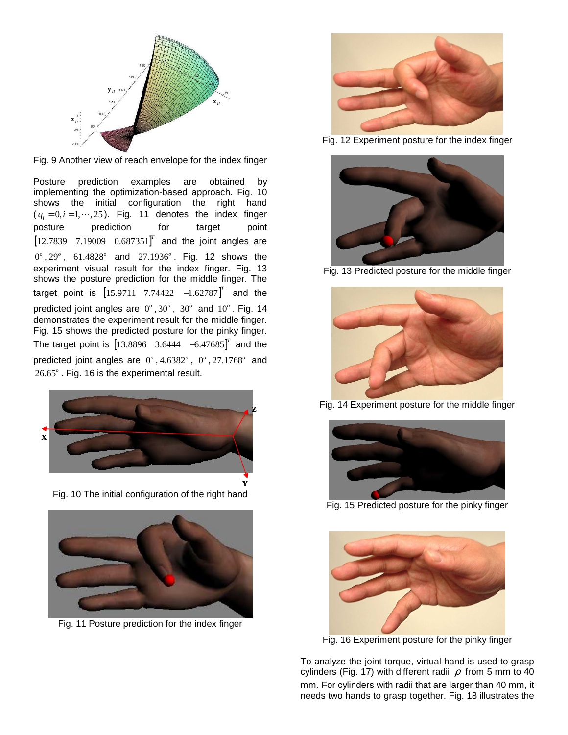Fig. 9 Another view of reach envelope for the index finger

Posture prediction examples are obtained by implementing the optimization-based approach. Fig. 10 shows the initial configuration the right hand ($q_i = 0, i = 1, \cdots, 25$). Fig. 11 denotes the index finger posture prediction for target point $[12.7839 \quad 7.19009 \quad 0.687351]^T$ and the joint angles are $0^o$, $29^o$, $61.4828^o$ and $27.1936^o$. Fig. 12 shows the experiment visual result for the index finger. Fig. 13 shows the posture prediction for the middle finger. The target point is $[15.9711 \quad 7.74422 \quad -1.62787]^T$ and the predicted joint angles are $0^o$, $30^o$, $30^o$ and $10^o$. Fig. 14 demonstrates the experiment result for the middle finger. Fig. 15 shows the predicted posture for the pinky finger. The target point is $[13.8896 \quad 3.6444 \quad -6.47685]^T$ and the predicted joint angles are $0^o$, $4.6382^o$, $0^o$, $27.1768^o$ and $26.65^o$. Fig. 16 is the experimental result.

Fig. 10 The initial configuration of the right hand

Fig. 11 Posture prediction for the index finger

Fig. 12 Experiment posture for the index finger

Fig. 13 Predicted posture for the middle finger

Fig. 14 Experiment posture for the middle finger

Fig. 15 Predicted posture for the pinky finger

Fig. 16 Experiment posture for the pinky finger

To analyze the joint torque, virtual hand is used to grasp cylinders (Fig. 17) with different radii $\rho$ from 5 mm to 40 mm. For cylinders with radii that are larger than 40 mm, it needs two hands to grasp together. Fig. 18 illustrates the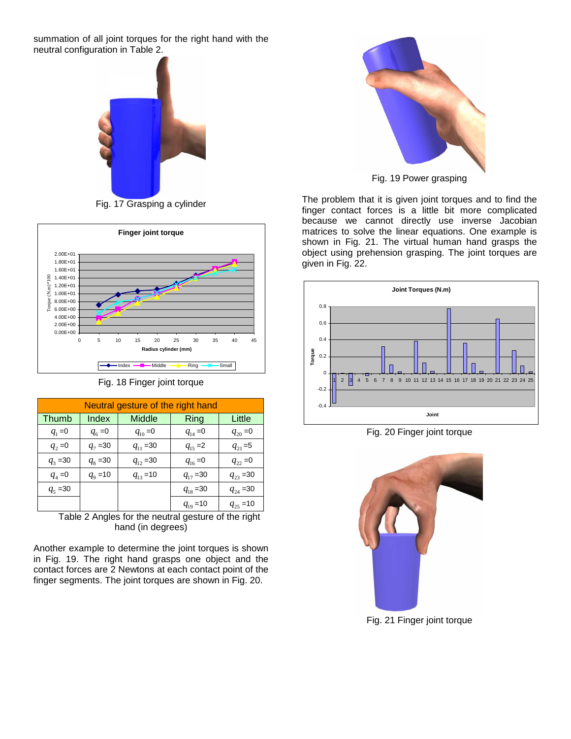summation of all joint torques for the right hand with the neutral configuration in Table 2.

Fig. 17 Grasping a cylinder

Fig. 18 Finger joint torque

| Neutral gesture of the right hand | | | | |
|---|---|---|---|---|
| Thumb | Index | Middle | Ring | Little |
| $q_1 = 0$ | $q_6 = 0$ | $q_{10} = 0$ | $q_{14} = 0$ | $q_{20} = 0$ |
| $q_2 = 0$ | $q_7 = 30$ | $q_{11} = 30$ | $q_{15} = 2$ | $q_{21} = 5$ |
| $q_3 = 30$ | $q_8 = 30$ | $q_{12} = 30$ | $q_{16} = 0$ | $q_{22} = 0$ |
| $q_4 = 0$ | $q_9 = 10$ | $q_{13} = 10$ | $q_{17} = 30$ | $q_{23} = 30$ |
| $q_5 = 30$ | | | $q_{18} = 30$ | $q_{24} = 30$ |
| | | | $q_{19} = 10$ | $q_{25} = 10$ |

Table 2 Angles for the neutral gesture of the right hand (in degrees)

Another example to determine the joint torques is shown in Fig. 19. The right hand grasps one object and the contact forces are 2 Newtons at each contact point of the finger segments. The joint torques are shown in Fig. 20.

Fig. 19 Power grasping

The problem that it is given joint torques and to find the finger contact forces is a little bit more complicated because we cannot directly use inverse Jacobian matrices to solve the linear equations. One example is shown in Fig. 21. The virtual human hand grasps the object using prehension grasping. The joint torques are given in Fig. 22.

Fig. 20 Finger joint torque

Fig. 21 Finger joint torque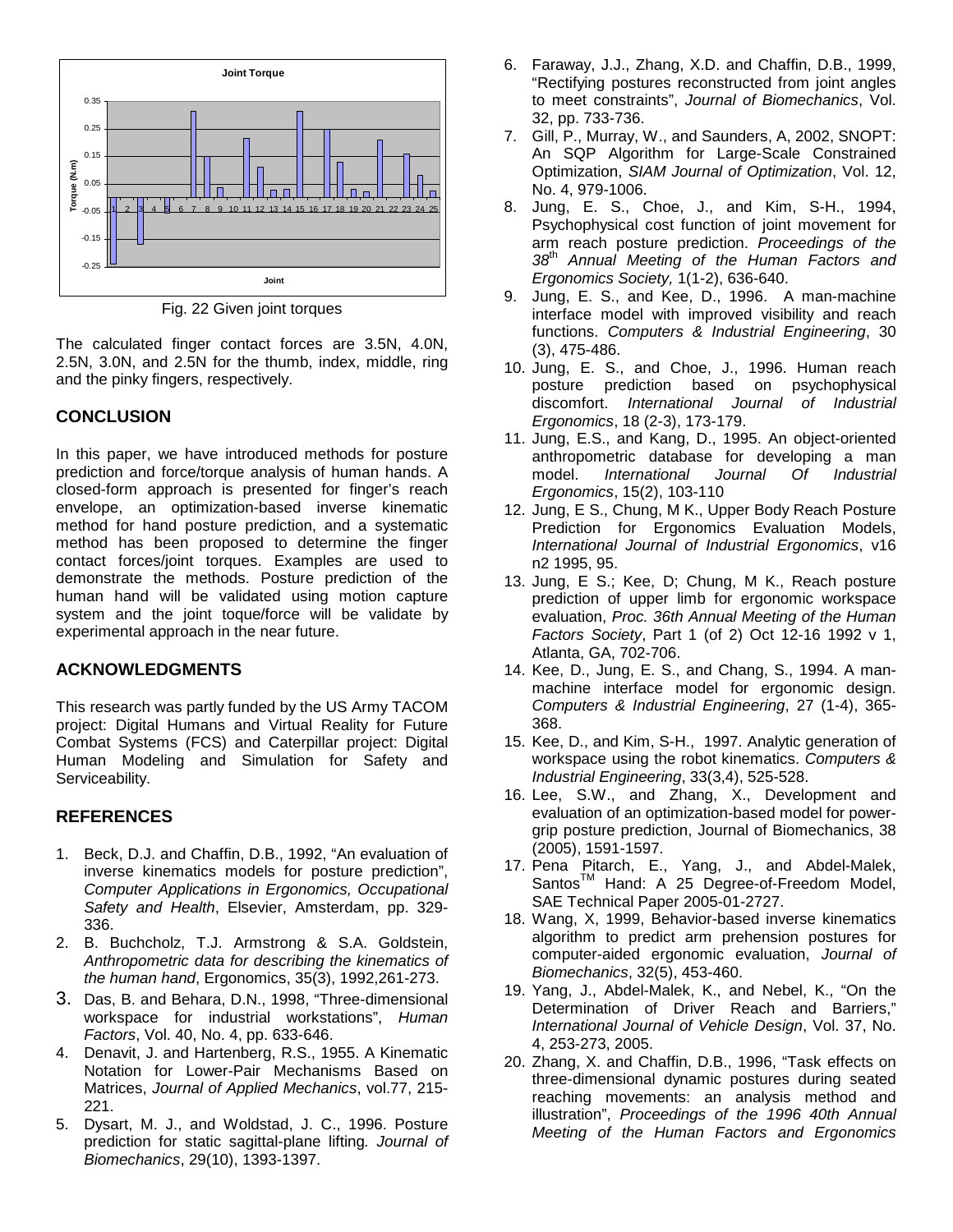Fig. 22 Given joint torques

The calculated finger contact forces are 3.5N, 4.0N, 2.5N, 3.0N, and 2.5N for the thumb, index, middle, ring and the pinky fingers, respectively.

## CONCLUSION

In this paper, we have introduced methods for posture prediction and force/torque analysis of human hands. A closed-form approach is presented for finger's reach envelope, an optimization-based inverse kinematic method for hand posture prediction, and a systematic method has been proposed to determine the finger contact forces/joint torques. Examples are used to demonstrate the methods. Posture prediction of the human hand will be validated using motion capture system and the joint toque/force will be validate by experimental approach in the near future.

## ACKNOWLEDGMENTS

This research was partly funded by the US Army TACOM project: Digital Humans and Virtual Reality for Future Combat Systems (FCS) and Caterpillar project: Digital Human Modeling and Simulation for Safety and Serviceability.

## REFERENCES

1. Beck, D.J. and Chaffin, D.B., 1992, "An evaluation of inverse kinematics models for posture prediction", *Computer Applications in Ergonomics, Occupational Safety and Health*, Elsevier, Amsterdam, pp. 329-336.
2. B. Buchcholz, T.J. Armstrong & S.A. Goldstein, *Anthropometric data for describing the kinematics of the human hand*, Ergonomics, 35(3), 1992,261-273.
3. Das, B. and Behara, D.N., 1998, "Three-dimensional workspace for industrial workstations", *Human Factors*, Vol. 40, No. 4, pp. 633-646.
4. Denavit, J. and Hartenberg, R.S., 1955. A Kinematic Notation for Lower-Pair Mechanisms Based on Matrices, *Journal of Applied Mechanics*, vol.77, 215-221.
5. Dysart, M. J., and Woldstad, J. C., 1996. Posture prediction for static sagittal-plane lifting. *Journal of Biomechanics*, 29(10), 1393-1397.
6. Faraway, J.J., Zhang, X.D. and Chaffin, D.B., 1999, "Rectifying postures reconstructed from joint angles to meet constraints", *Journal of Biomechanics*, Vol. 32, pp. 733-736.
7. Gill, P., Murray, W., and Saunders, A, 2002, SNOPT: An SQP Algorithm for Large-Scale Constrained Optimization, *SIAM Journal of Optimization*, Vol. 12, No. 4, 979-1006.
8. Jung, E. S., Choe, J., and Kim, S-H., 1994, Psychophysical cost function of joint movement for arm reach posture prediction. *Proceedings of the 38th Annual Meeting of the Human Factors and Ergonomics Society,* 1(1-2), 636-640.
9. Jung, E. S., and Kee, D., 1996. A man-machine interface model with improved visibility and reach functions. *Computers & Industrial Engineering*, 30 (3), 475-486.
10. Jung, E. S., and Choe, J., 1996. Human reach posture prediction based on psychophysical discomfort. *International Journal of Industrial Ergonomics*, 18 (2-3), 173-179.
11. Jung, E.S., and Kang, D., 1995. An object-oriented anthropometric database for developing a man model. *International Journal Of Industrial Ergonomics*, 15(2), 103-110
12. Jung, E S., Chung, M K., Upper Body Reach Posture Prediction for Ergonomics Evaluation Models, *International Journal of Industrial Ergonomics*, v16 n2 1995, 95.
13. Jung, E S.; Kee, D; Chung, M K., Reach posture prediction of upper limb for ergonomic workspace evaluation, *Proc. 36th Annual Meeting of the Human Factors Society*, Part 1 (of 2) Oct 12-16 1992 v 1, Atlanta, GA, 702-706.
14. Kee, D., Jung, E. S., and Chang, S., 1994. A man-machine interface model for ergonomic design. *Computers & Industrial Engineering*, 27 (1-4), 365-368.
15. Kee, D., and Kim, S-H., 1997. Analytic generation of workspace using the robot kinematics. *Computers & Industrial Engineering*, 33(3,4), 525-528.
16. Lee, S.W., and Zhang, X., Development and evaluation of an optimization-based model for power-grip posture prediction, Journal of Biomechanics, 38 (2005), 1591-1597.
17. Pena Pitarch, E., Yang, J., and Abdel-Malek, Santos™ Hand: A 25 Degree-of-Freedom Model, SAE Technical Paper 2005-01-2727.
18. Wang, X, 1999, Behavior-based inverse kinematics algorithm to predict arm prehension postures for computer-aided ergonomic evaluation, *Journal of Biomechanics*, 32(5), 453-460.
19. Yang, J., Abdel-Malek, K., and Nebel, K., "On the Determination of Driver Reach and Barriers," *International Journal of Vehicle Design*, Vol. 37, No. 4, 253-273, 2005.
20. Zhang, X. and Chaffin, D.B., 1996, "Task effects on three-dimensional dynamic postures during seated reaching movements: an analysis method and illustration", *Proceedings of the 1996 40th Annual Meeting of the Human Factors and Ergonomics*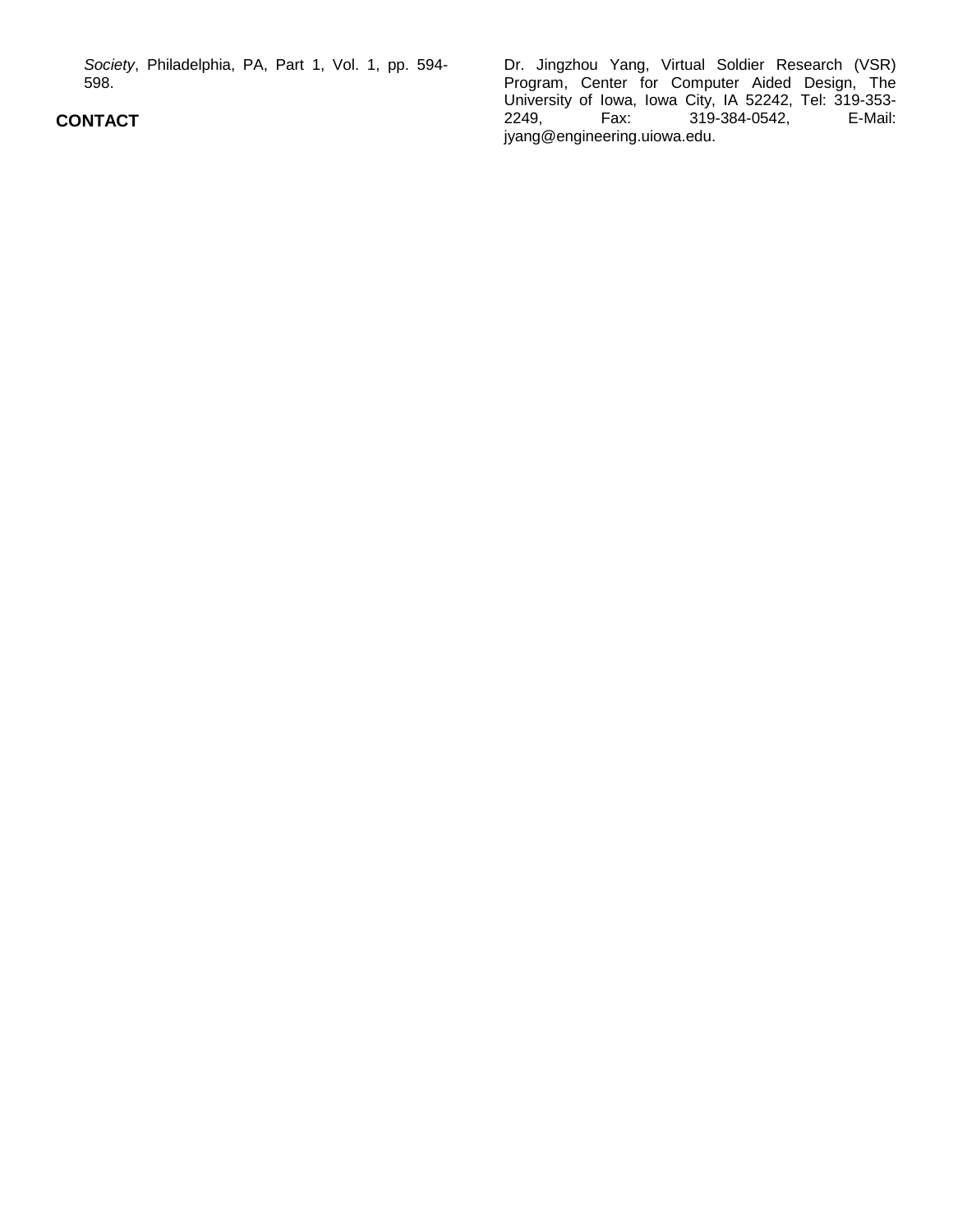*Society*, Philadelphia, PA, Part 1, Vol. 1, pp. 594-598.

## CONTACT

Dr. Jingzhou Yang, Virtual Soldier Research (VSR) Program, Center for Computer Aided Design, The University of Iowa, Iowa City, IA 52242, Tel: 319-353-2249, Fax: 319-384-0542, E-Mail: jyang@engineering.uiowa.edu.